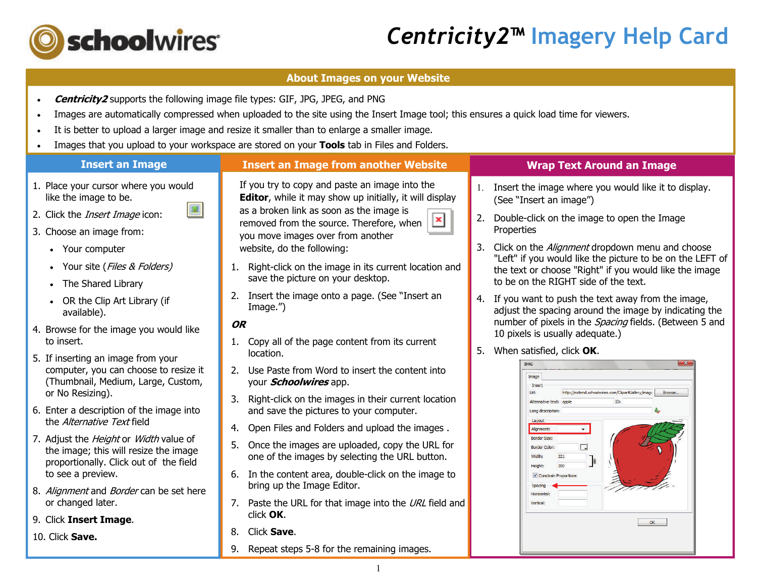# *Centricity2™* Imagery Help Card

## About Images on your Website

- ***Centricity2*** supports the following image file types: GIF, JPG, JPEG, and PNG
- Images are automatically compressed when uploaded to the site using the Insert Image tool; this ensures a quick load time for viewers.
- It is better to upload a larger image and resize it smaller than to enlarge a smaller image.
- Images that you upload to your workspace are stored on your **Tools** tab in Files and Folders.

## Insert an Image

1. Place your cursor where you would like the image to be.
2. Click the *Insert Image* icon:
3. Choose an image from:
   - Your computer
   - Your site (*Files & Folders)*
   - The Shared Library
   - OR the Clip Art Library (if available).
4. Browse for the image you would like to insert.
5. If inserting an image from your computer, you can choose to resize it (Thumbnail, Medium, Large, Custom, or No Resizing).
6. Enter a description of the image into the *Alternative Text* field
7. Adjust the *Height* or *Width* value of the image; this will resize the image proportionally. Click out of the field to see a preview.
8. *Alignment* and *Border* can be set here or changed later.
9. Click **Insert Image**.
10. Click **Save.**

## Insert an Image from another Website

If you try to copy and paste an image into the **Editor**, while it may show up initially, it will display as a broken link as soon as the image is removed from the source. Therefore, when you move images over from another website, do the following:

1. Right-click on the image in its current location and save the picture on your desktop.
2. Insert the image onto a page. (See "Insert an Image.")

***OR***

1. Copy all of the page content from its current location.
2. Use Paste from Word to insert the content into your ***Schoolwires*** app.
3. Right-click on the images in their current location and save the pictures to your computer.
4. Open Files and Folders and upload the images .
5. Once the images are uploaded, copy the URL for one of the images by selecting the URL button.
6. In the content area, double-click on the image to bring up the Image Editor.
7. Paste the URL for that image into the *URL* field and click **OK**.
8. Click **Save**.
9. Repeat steps 5-8 for the remaining images.

## Wrap Text Around an Image

1. Insert the image where you would like it to display. (See "Insert an image")
2. Double-click on the image to open the Image Properties
3. Click on the *Alignment* dropdown menu and choose "Left" if you would like the picture to be on the LEFT of the text or choose "Right" if you would like the image to be on the RIGHT side of the text.
4. If you want to push the text away from the image, adjust the spacing around the image by indicating the number of pixels in the *Spacing* fields. (Between 5 and 10 pixels is usually adequate.)
5. When satisfied, click **OK**.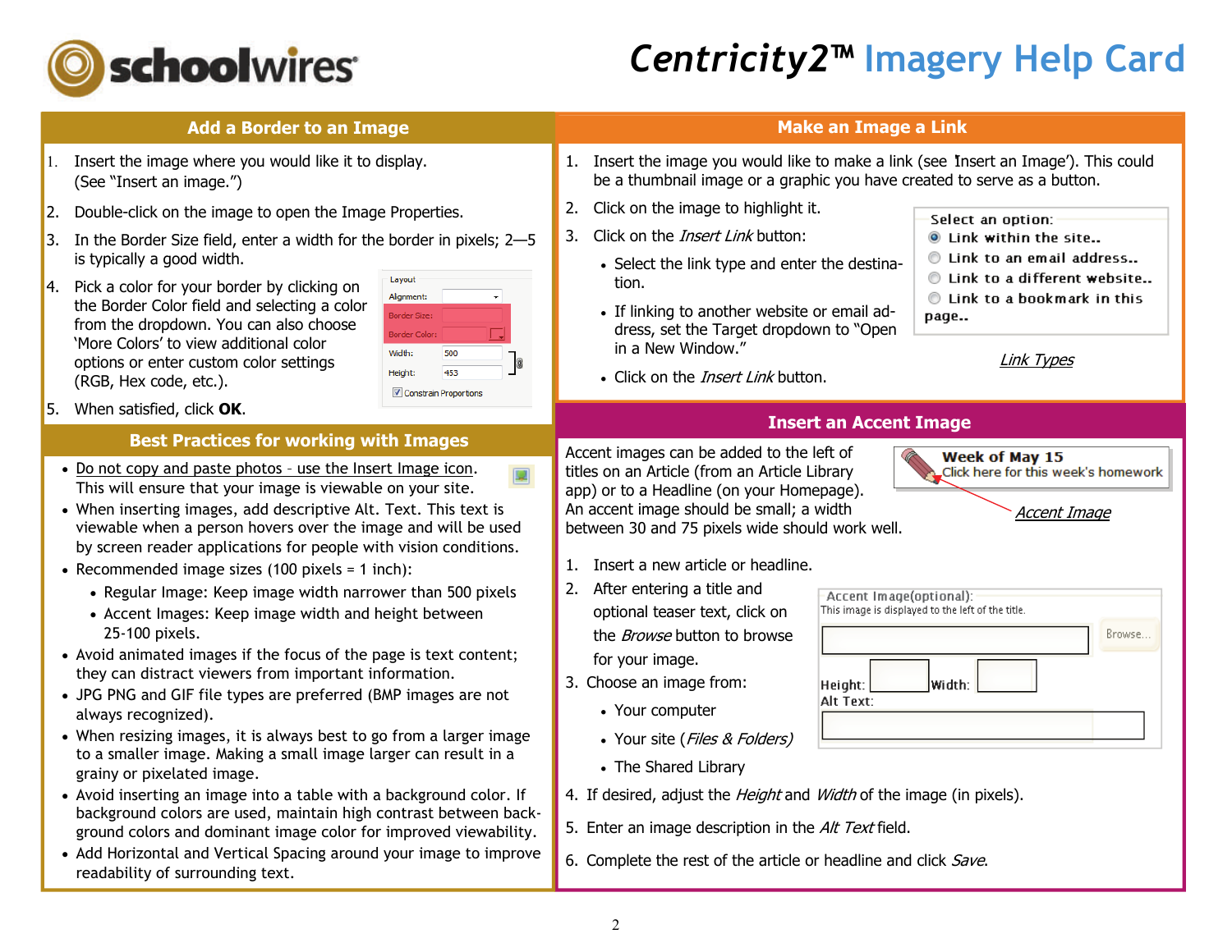# Centricity2™ Imagery Help Card

## Add a Border to an Image

1. Insert the image where you would like it to display. (See "Insert an image.")
2. Double-click on the image to open the Image Properties.
3. In the Border Size field, enter a width for the border in pixels; 2—5 is typically a good width.
4. Pick a color for your border by clicking on the Border Color field and selecting a color from the dropdown. You can also choose 'More Colors' to view additional color options or enter custom color settings (RGB, Hex code, etc.).
5. When satisfied, click **OK**.

Layout
Alignment:
Border Size:
Border Color:
Width: 500
Height: 453
Constrain Proportions

## Best Practices for working with Images

- Do not copy and paste photos – use the Insert Image icon. This will ensure that your image is viewable on your site.
- When inserting images, add descriptive Alt. Text. This text is viewable when a person hovers over the image and will be used by screen reader applications for people with vision conditions.
- Recommended image sizes (100 pixels = 1 inch):
  - Regular Image: Keep image width narrower than 500 pixels
  - Accent Images: Keep image width and height between 25-100 pixels.
- Avoid animated images if the focus of the page is text content; they can distract viewers from important information.
- JPG PNG and GIF file types are preferred (BMP images are not always recognized).
- When resizing images, it is always best to go from a larger image to a smaller image. Making a small image larger can result in a grainy or pixelated image.
- Avoid inserting an image into a table with a background color. If background colors are used, maintain high contrast between background colors and dominant image color for improved viewability.
- Add Horizontal and Vertical Spacing around your image to improve readability of surrounding text.

## Make an Image a Link

1. Insert the image you would like to make a link (see 'Insert an Image'). This could be a thumbnail image or a graphic you have created to serve as a button.
2. Click on the image to highlight it.
3. Click on the *Insert Link* button:
   - Select the link type and enter the destination.
   - If linking to another website or email address, set the Target dropdown to "Open in a New Window."
   - Click on the *Insert Link* button.

Select an option:
Link within the site..
Link to an email address..
Link to a different website..
Link to a bookmark in this page..

*Link Types*

## Insert an Accent Image

Accent images can be added to the left of titles on an Article (from an Article Library app) or to a Headline (on your Homepage). An accent image should be small; a width between 30 and 75 pixels wide should work well.

**Week of May 15**
Click here for this week's homework

*Accent Image*

1. Insert a new article or headline.
2. After entering a title and optional teaser text, click on the *Browse* button to browse for your image.
3. Choose an image from:
   - Your computer
   - Your site (*Files & Folders)*
   - The Shared Library
4. If desired, adjust the *Height* and *Width* of the image (in pixels).
5. Enter an image description in the *Alt Text* field.
6. Complete the rest of the article or headline and click *Save*.

Accent Image(optional):
This image is displayed to the left of the title.
Browse...
Height: Width:
Alt Text: